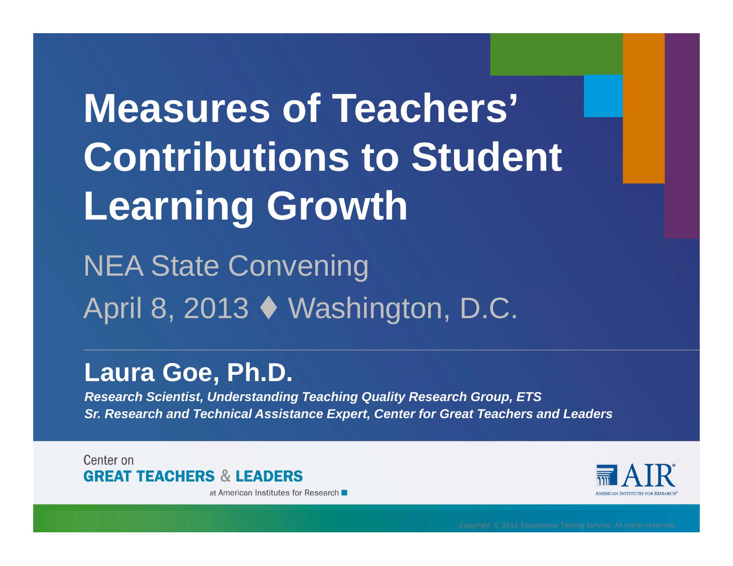# Measures of Teachers' Contributions to Student Learning Growth

NEA State Convening

April 8, 2013 ♦ Washington, D.C.

## Laura Goe, Ph.D.

***Research Scientist, Understanding Teaching Quality Research Group, ETS***

***Sr. Research and Technical Assistance Expert, Center for Great Teachers and Leaders***

Center on GREAT TEACHERS & LEADERS at American Institutes for Research

AIR AMERICAN INSTITUTES FOR RESEARCH®

Copyright © 2012 Educational Testing Service. All rights reserved.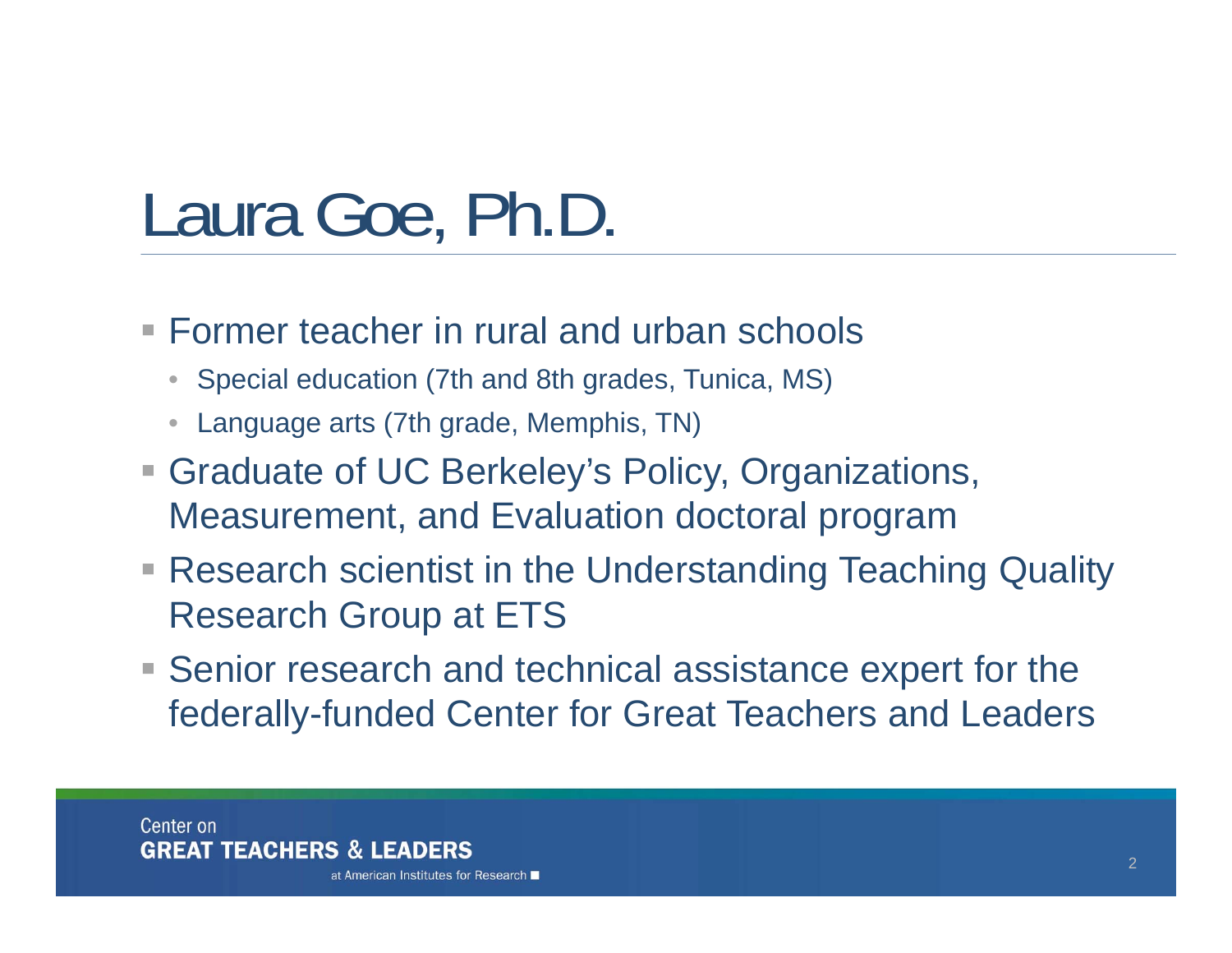# Laura Goe, Ph.D.

- Former teacher in rural and urban schools
  - Special education (7th and 8th grades, Tunica, MS)
  - Language arts (7th grade, Memphis, TN)
- Graduate of UC Berkeley's Policy, Organizations, Measurement, and Evaluation doctoral program
- Research scientist in the Understanding Teaching Quality Research Group at ETS
- Senior research and technical assistance expert for the federally-funded Center for Great Teachers and Leaders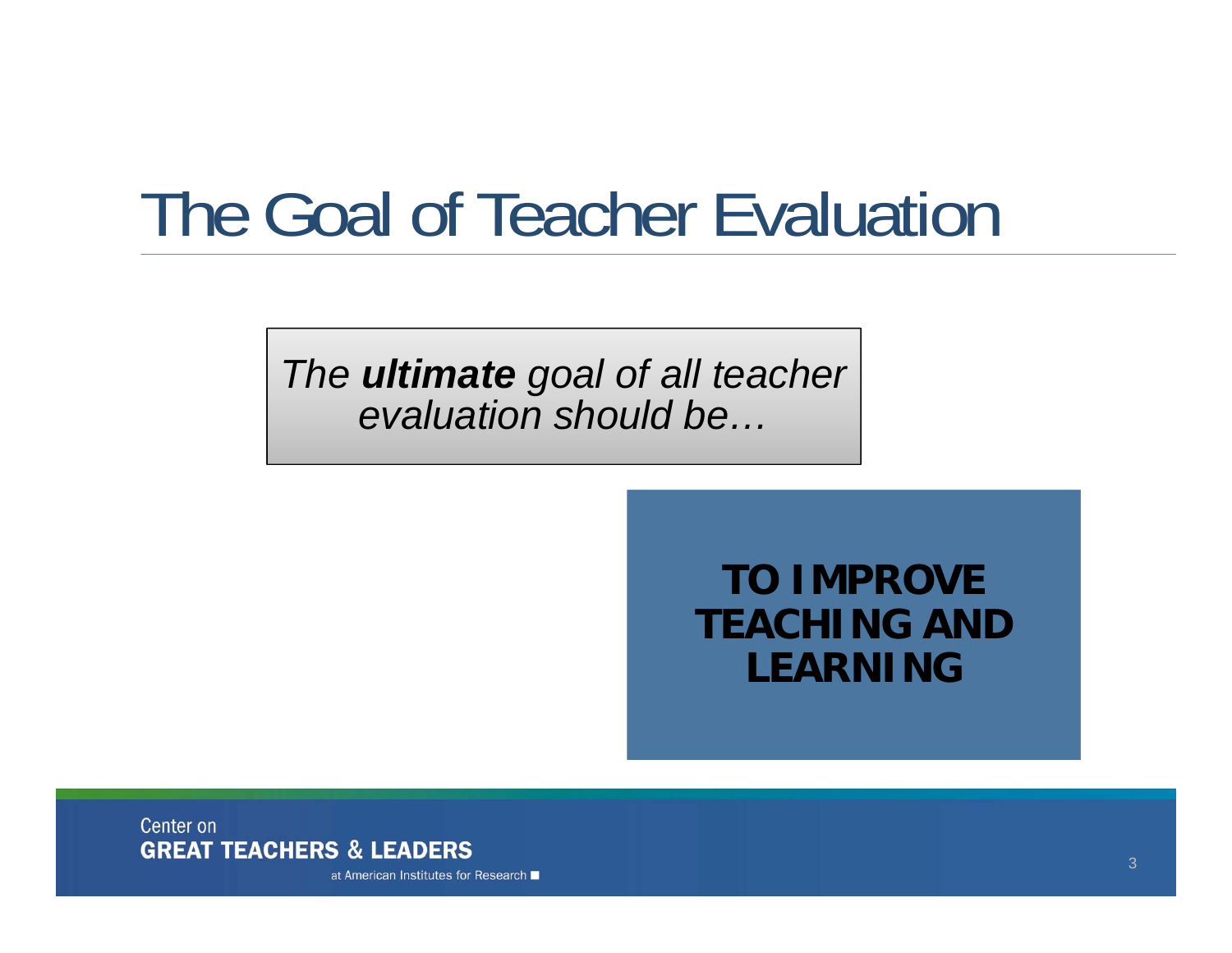# The Goal of Teacher Evaluation

*The* ***ultimate*** *goal of all teacher evaluation should be…*

**TO IMPROVE TEACHING AND LEARNING**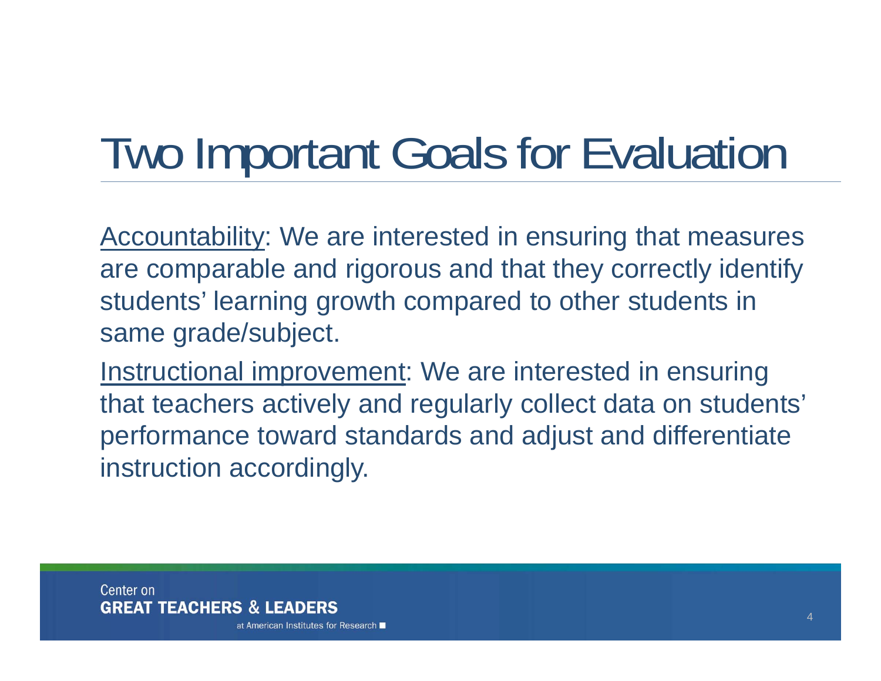# Two Important Goals for Evaluation

Accountability: We are interested in ensuring that measures are comparable and rigorous and that they correctly identify students' learning growth compared to other students in same grade/subject.

Instructional improvement: We are interested in ensuring that teachers actively and regularly collect data on students' performance toward standards and adjust and differentiate instruction accordingly.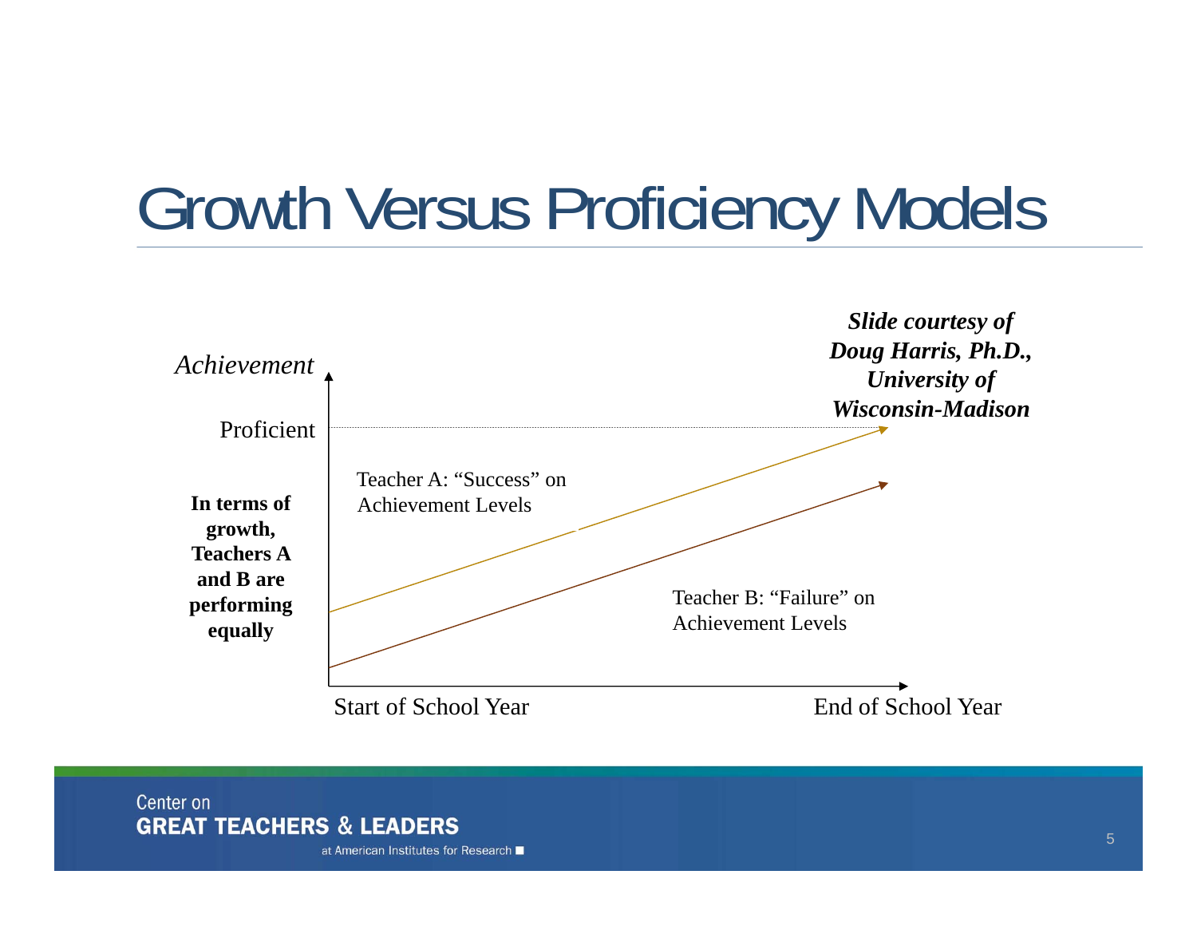# Growth Versus Proficiency Models

*Achievement*

Proficient

**In terms of growth, Teachers A and B are performing equally**

Teacher A: "Success" on Achievement Levels

Teacher B: "Failure" on Achievement Levels

Start of School Year

End of School Year

***Slide courtesy of Doug Harris, Ph.D., University of Wisconsin-Madison***

Center on
**GREAT TEACHERS & LEADERS**
at American Institutes for Research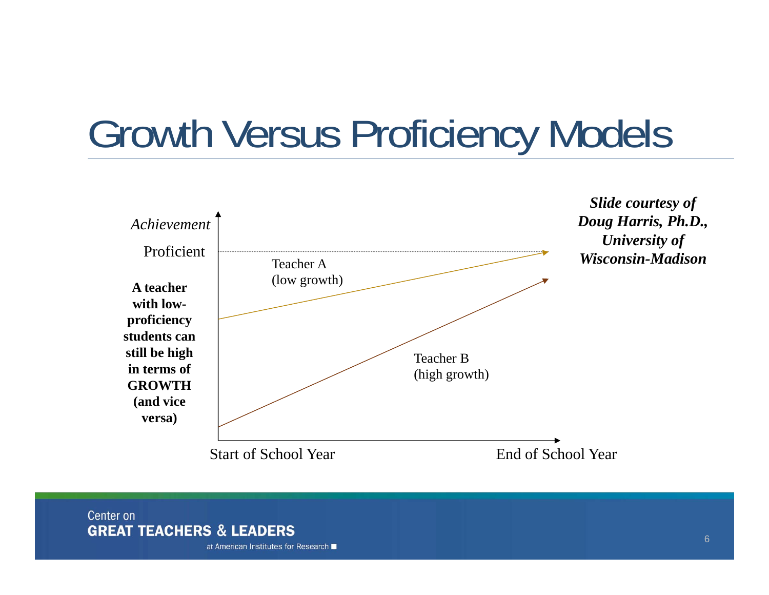# Growth Versus Proficiency Models

*Achievement*

Proficient

Teacher A
(low growth)

Teacher B
(high growth)

Start of School Year

End of School Year

**A teacher with low-proficiency students can still be high in terms of GROWTH (and vice versa)**

***Slide courtesy of Doug Harris, Ph.D., University of Wisconsin-Madison***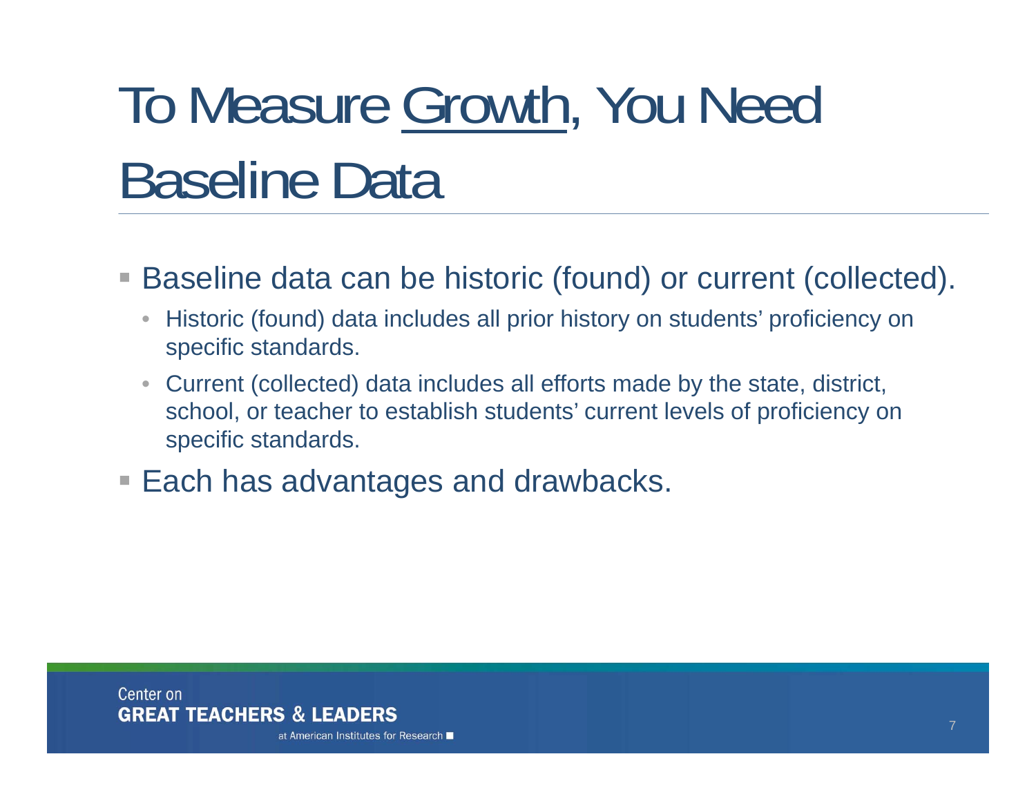# To Measure <u>Growth</u>, You Need Baseline Data

- Baseline data can be historic (found) or current (collected).
  - Historic (found) data includes all prior history on students' proficiency on specific standards.
  - Current (collected) data includes all efforts made by the state, district, school, or teacher to establish students' current levels of proficiency on specific standards.
- Each has advantages and drawbacks.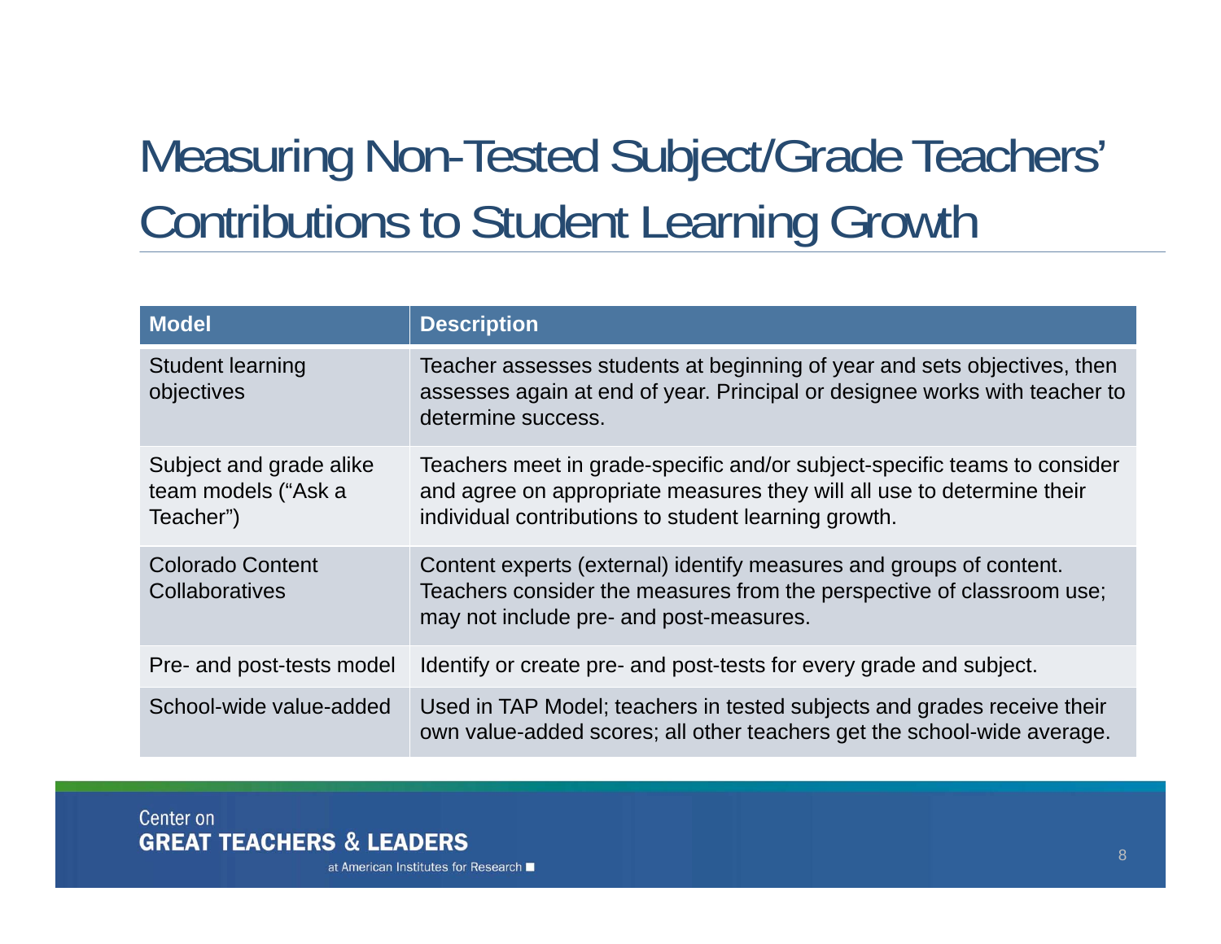# Measuring Non-Tested Subject/Grade Teachers' Contributions to Student Learning Growth

| Model | Description |
|---|---|
| Student learning objectives | Teacher assesses students at beginning of year and sets objectives, then assesses again at end of year. Principal or designee works with teacher to determine success. |
| Subject and grade alike team models ("Ask a Teacher") | Teachers meet in grade-specific and/or subject-specific teams to consider and agree on appropriate measures they will all use to determine their individual contributions to student learning growth. |
| Colorado Content Collaboratives | Content experts (external) identify measures and groups of content. Teachers consider the measures from the perspective of classroom use; may not include pre- and post-measures. |
| Pre- and post-tests model | Identify or create pre- and post-tests for every grade and subject. |
| School-wide value-added | Used in TAP Model; teachers in tested subjects and grades receive their own value-added scores; all other teachers get the school-wide average. |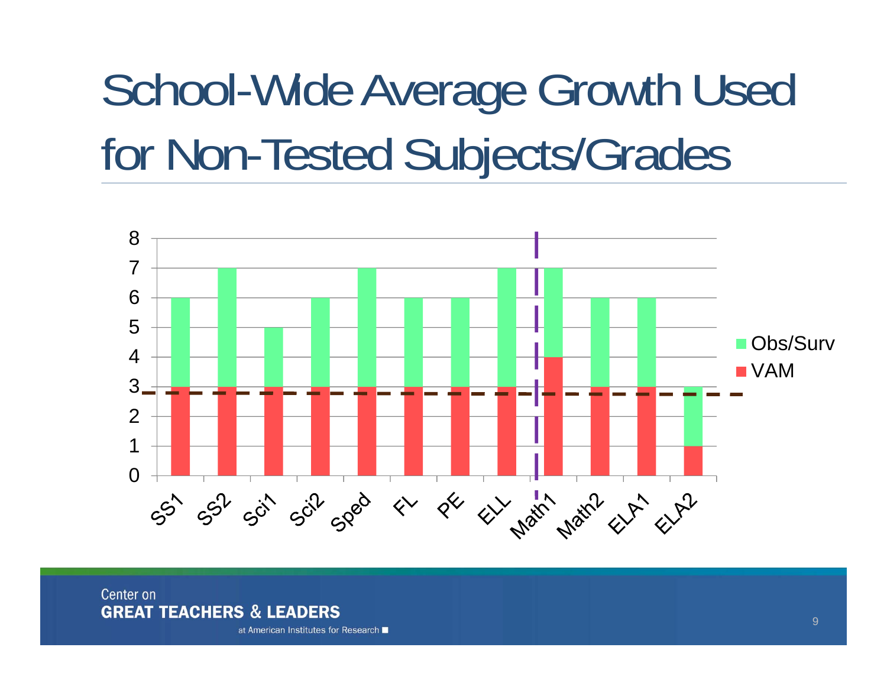# School-Wide Average Growth Used for Non-Tested Subjects/Grades

| | SS1 | SS2 | Sci1 | Sci2 | Sped | FL | PE | ELL | Math1 | Math2 | ELA1 | ELA2 |
|---|---|---|---|---|---|---|---|---|---|---|---|---|
| Obs/Surv | 3 | 4 | 2 | 3 | 4 | 3 | 3 | 4 | 3 | 3 | 3 | 2 |
| VAM | 3 | 3 | 3 | 3 | 3 | 3 | 3 | 3 | 4 | 3 | 3 | 1 |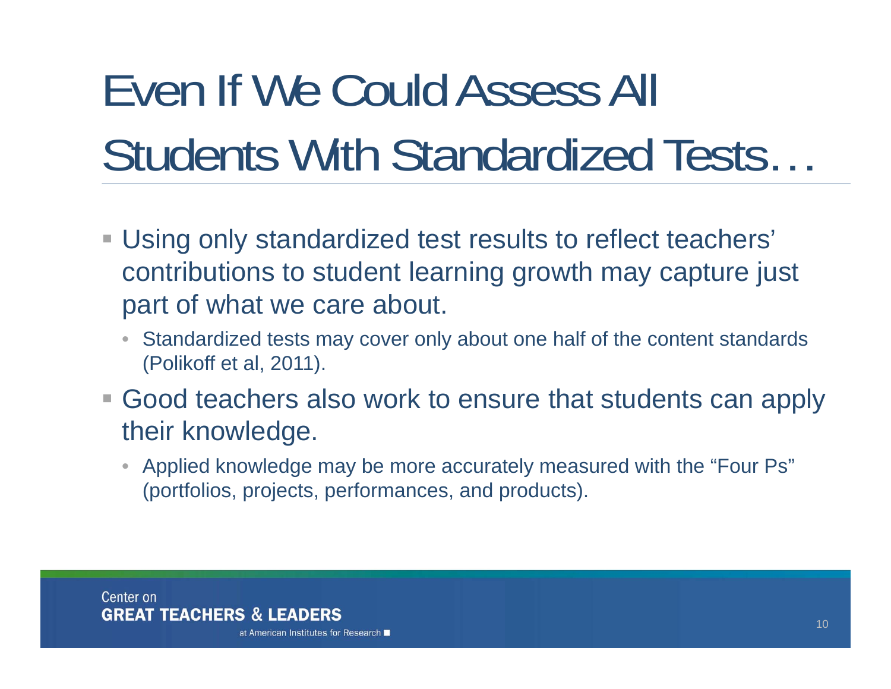# Even If We Could Assess All Students With Standardized Tests…

- Using only standardized test results to reflect teachers' contributions to student learning growth may capture just part of what we care about.
  - Standardized tests may cover only about one half of the content standards (Polikoff et al, 2011).
- Good teachers also work to ensure that students can apply their knowledge.
  - Applied knowledge may be more accurately measured with the "Four Ps" (portfolios, projects, performances, and products).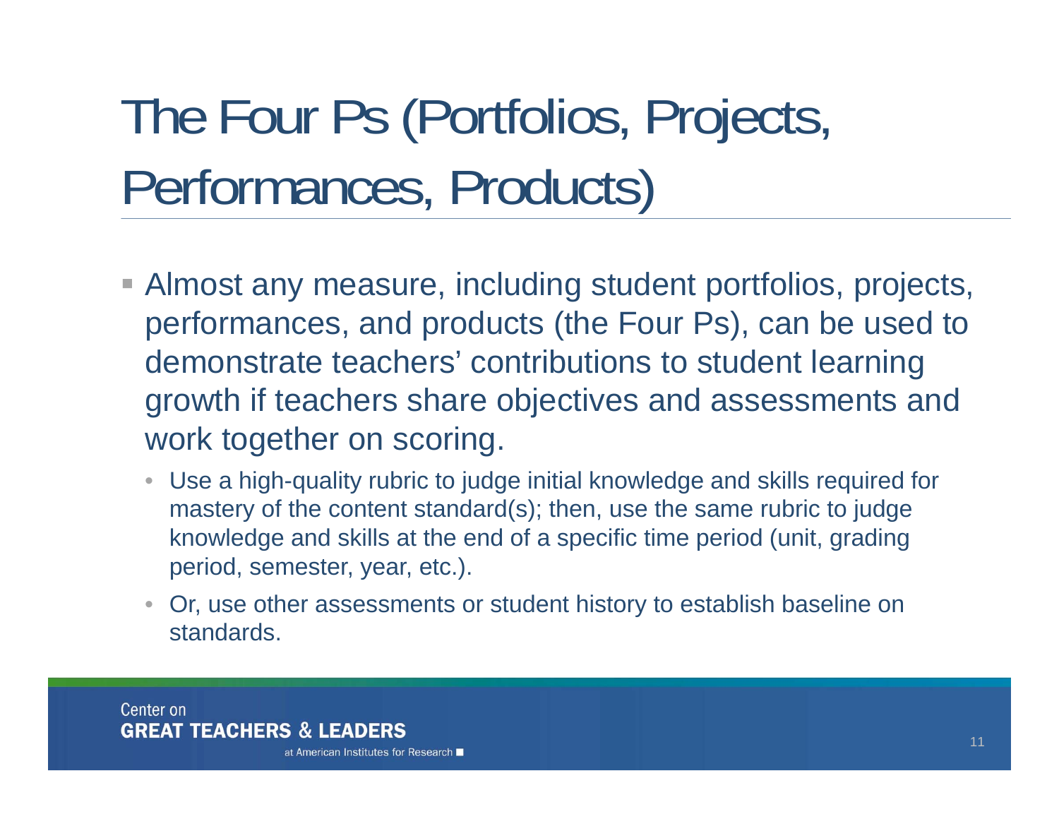# The Four Ps (Portfolios, Projects, Performances, Products)

- Almost any measure, including student portfolios, projects, performances, and products (the Four Ps), can be used to demonstrate teachers' contributions to student learning growth if teachers share objectives and assessments and work together on scoring.
  - Use a high-quality rubric to judge initial knowledge and skills required for mastery of the content standard(s); then, use the same rubric to judge knowledge and skills at the end of a specific time period (unit, grading period, semester, year, etc.).
  - Or, use other assessments or student history to establish baseline on standards.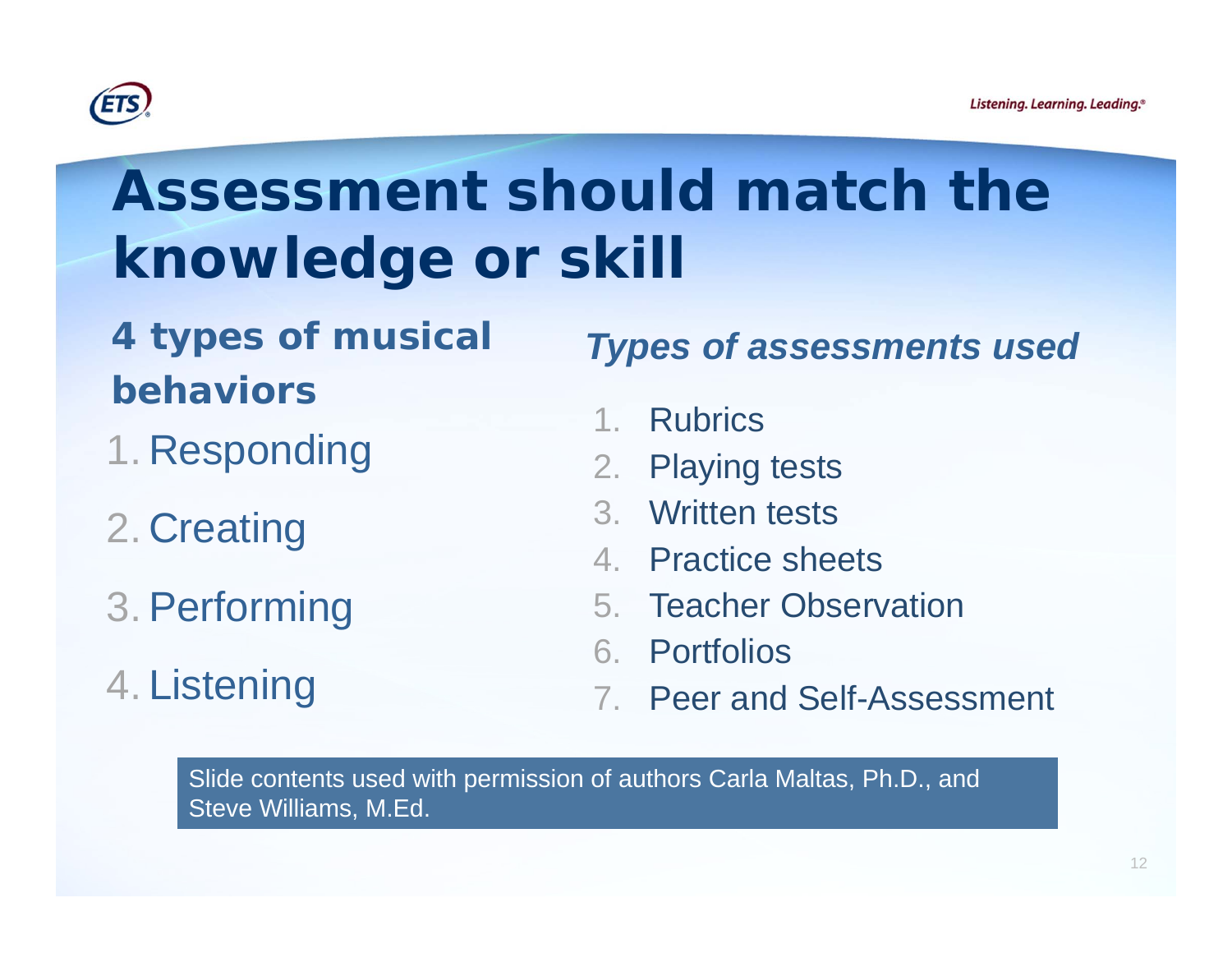# Assessment should match the knowledge or skill

**4 types of musical behaviors**

1. Responding
2. Creating
3. Performing
4. Listening

***Types of assessments used***

1. Rubrics
2. Playing tests
3. Written tests
4. Practice sheets
5. Teacher Observation
6. Portfolios
7. Peer and Self-Assessment

Slide contents used with permission of authors Carla Maltas, Ph.D., and Steve Williams, M.Ed.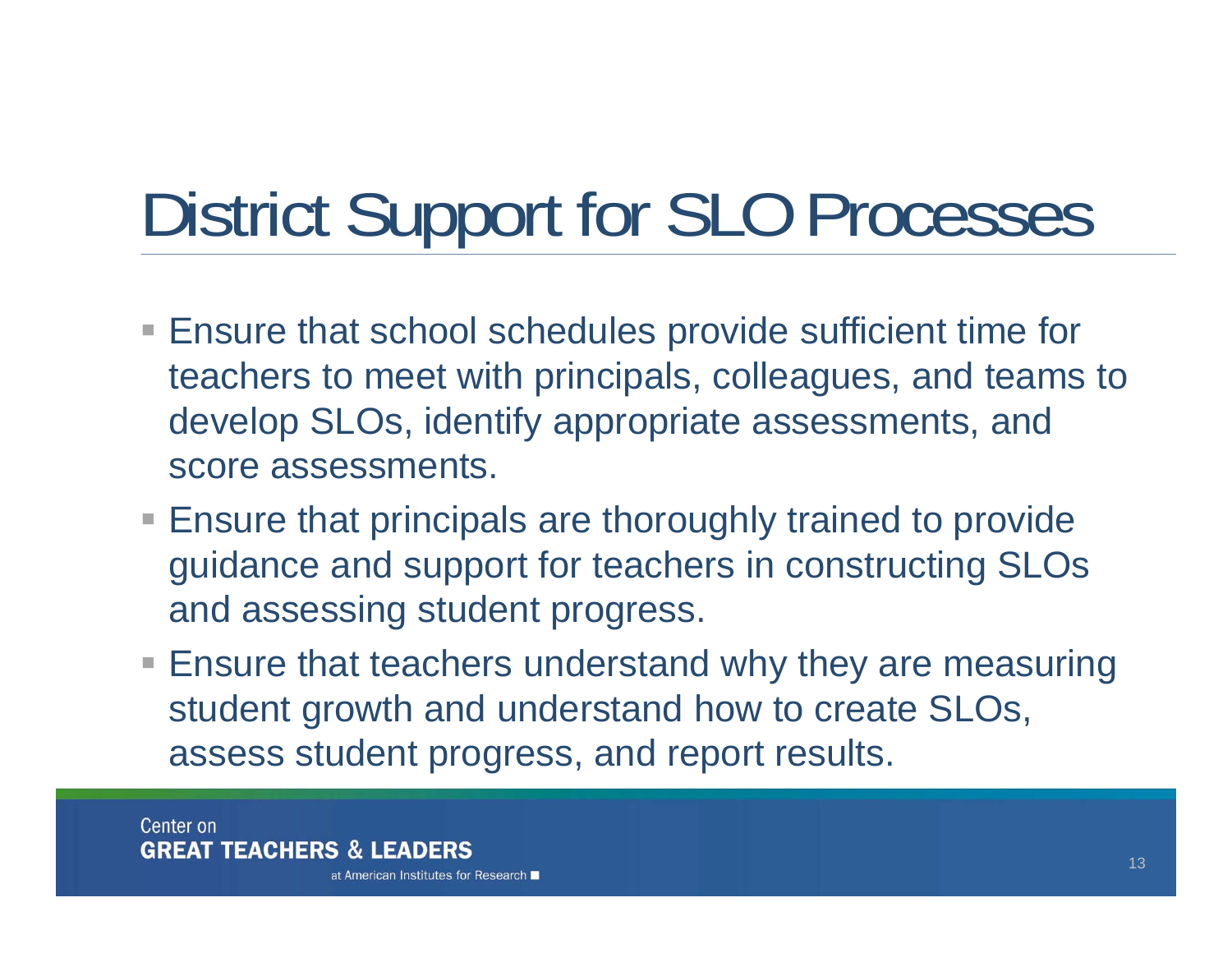# District Support for SLO Processes

- Ensure that school schedules provide sufficient time for teachers to meet with principals, colleagues, and teams to develop SLOs, identify appropriate assessments, and score assessments.
- Ensure that principals are thoroughly trained to provide guidance and support for teachers in constructing SLOs and assessing student progress.
- Ensure that teachers understand why they are measuring student growth and understand how to create SLOs, assess student progress, and report results.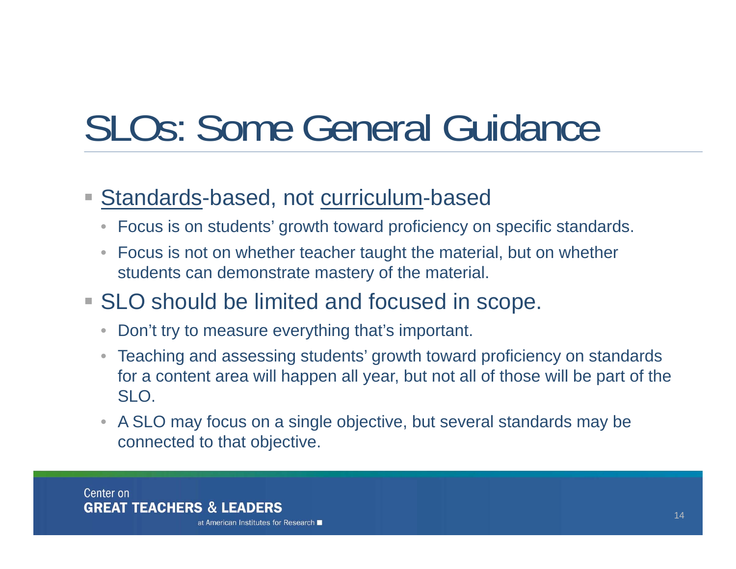# SLOs: Some General Guidance

- <u>Standards</u>-based, not <u>curriculum</u>-based
  - Focus is on students' growth toward proficiency on specific standards.
  - Focus is not on whether teacher taught the material, but on whether students can demonstrate mastery of the material.
- SLO should be limited and focused in scope.
  - Don't try to measure everything that's important.
  - Teaching and assessing students' growth toward proficiency on standards for a content area will happen all year, but not all of those will be part of the SLO.
  - A SLO may focus on a single objective, but several standards may be connected to that objective.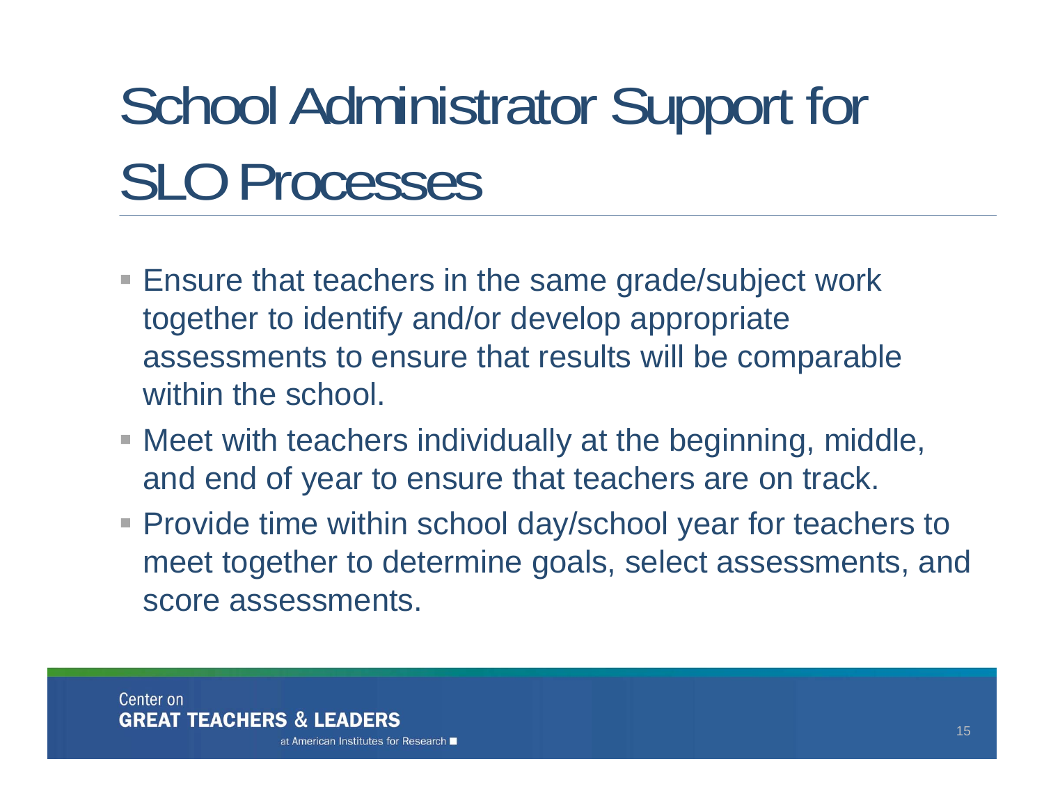# School Administrator Support for SLO Processes

- Ensure that teachers in the same grade/subject work together to identify and/or develop appropriate assessments to ensure that results will be comparable within the school.
- Meet with teachers individually at the beginning, middle, and end of year to ensure that teachers are on track.
- Provide time within school day/school year for teachers to meet together to determine goals, select assessments, and score assessments.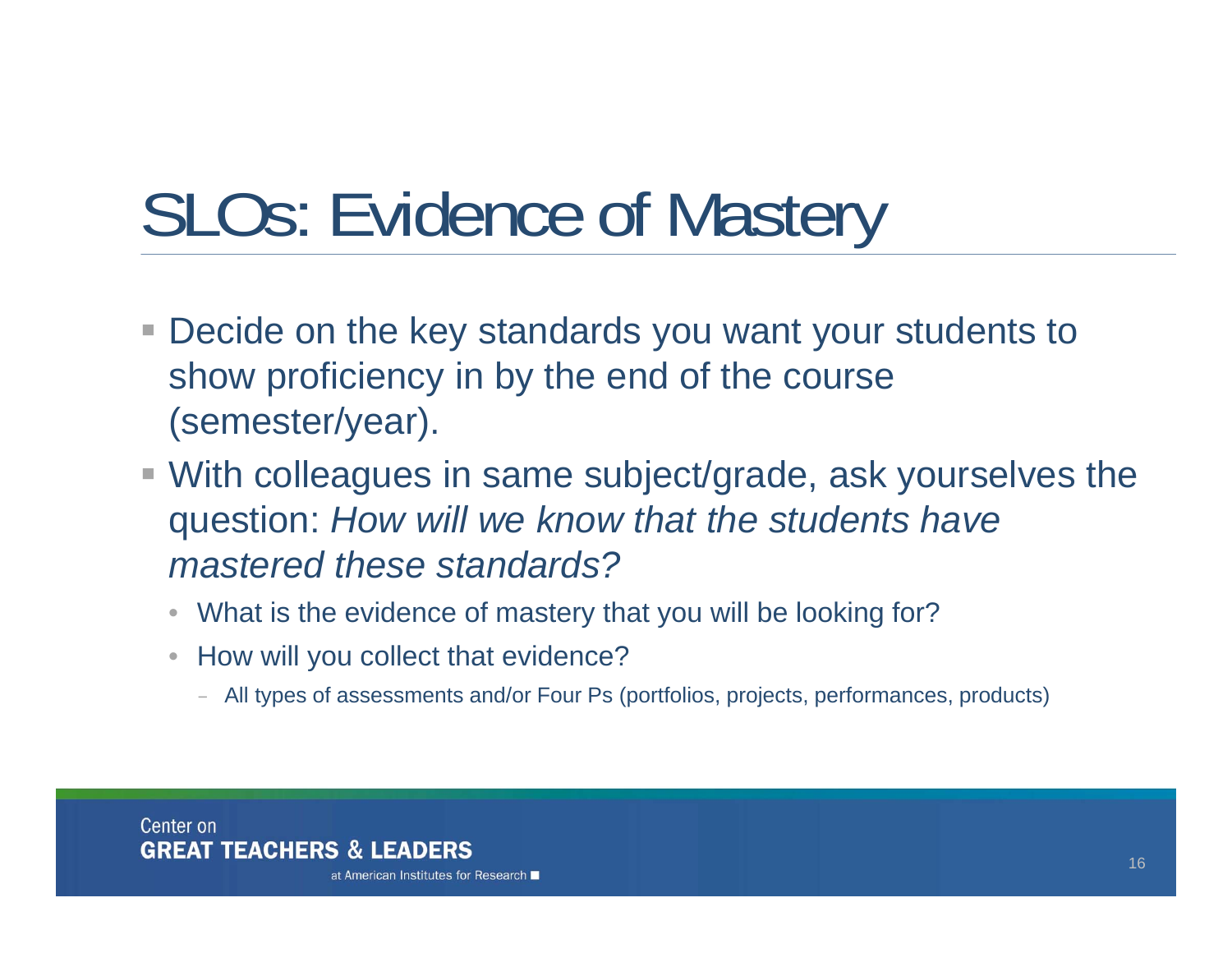# SLOs: Evidence of Mastery

- Decide on the key standards you want your students to show proficiency in by the end of the course (semester/year).
- With colleagues in same subject/grade, ask yourselves the question: *How will we know that the students have mastered these standards?*
  - What is the evidence of mastery that you will be looking for?
  - How will you collect that evidence?
    - All types of assessments and/or Four Ps (portfolios, projects, performances, products)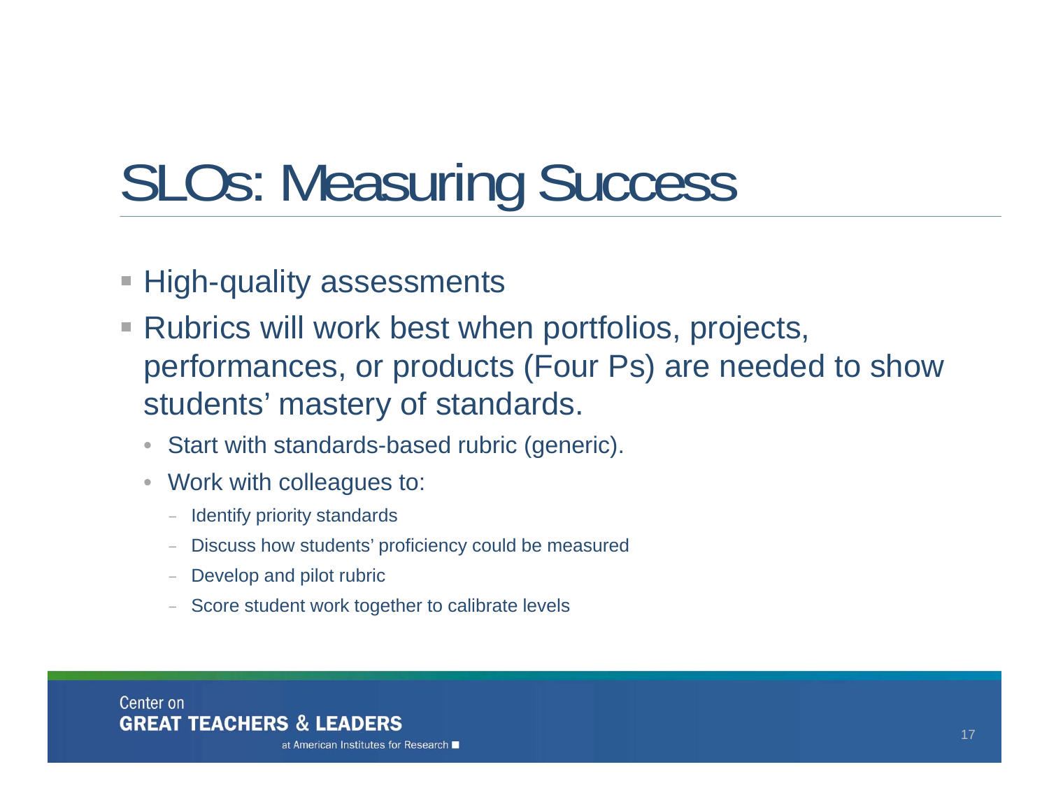# SLOs: Measuring Success

- High-quality assessments
- Rubrics will work best when portfolios, projects, performances, or products (Four Ps) are needed to show students' mastery of standards.
  - Start with standards-based rubric (generic).
  - Work with colleagues to:
    - Identify priority standards
    - Discuss how students' proficiency could be measured
    - Develop and pilot rubric
    - Score student work together to calibrate levels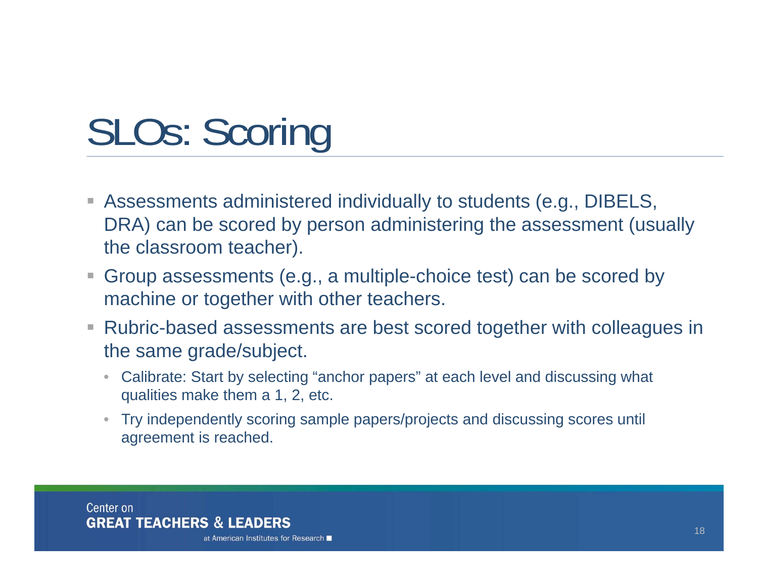# SLOs: Scoring

- Assessments administered individually to students (e.g., DIBELS, DRA) can be scored by person administering the assessment (usually the classroom teacher).
- Group assessments (e.g., a multiple-choice test) can be scored by machine or together with other teachers.
- Rubric-based assessments are best scored together with colleagues in the same grade/subject.
  - Calibrate: Start by selecting “anchor papers” at each level and discussing what qualities make them a 1, 2, etc.
  - Try independently scoring sample papers/projects and discussing scores until agreement is reached.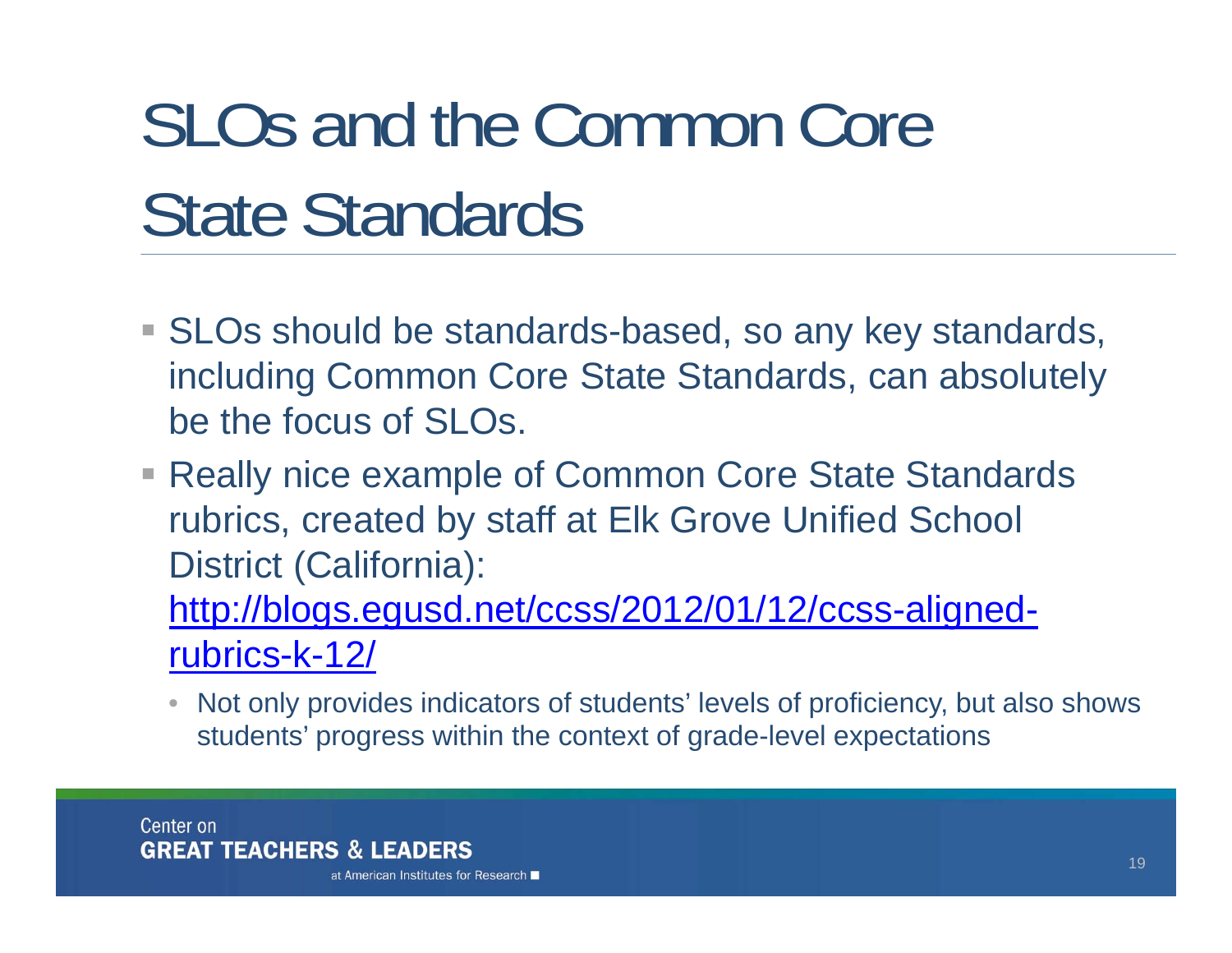# SLOs and the Common Core State Standards

- SLOs should be standards-based, so any key standards, including Common Core State Standards, can absolutely be the focus of SLOs.
- Really nice example of Common Core State Standards rubrics, created by staff at Elk Grove Unified School District (California): [http://blogs.egusd.net/ccss/2012/01/12/ccss-aligned-rubrics-k-12/](http://blogs.egusd.net/ccss/2012/01/12/ccss-aligned-rubrics-k-12/)
  - Not only provides indicators of students' levels of proficiency, but also shows students' progress within the context of grade-level expectations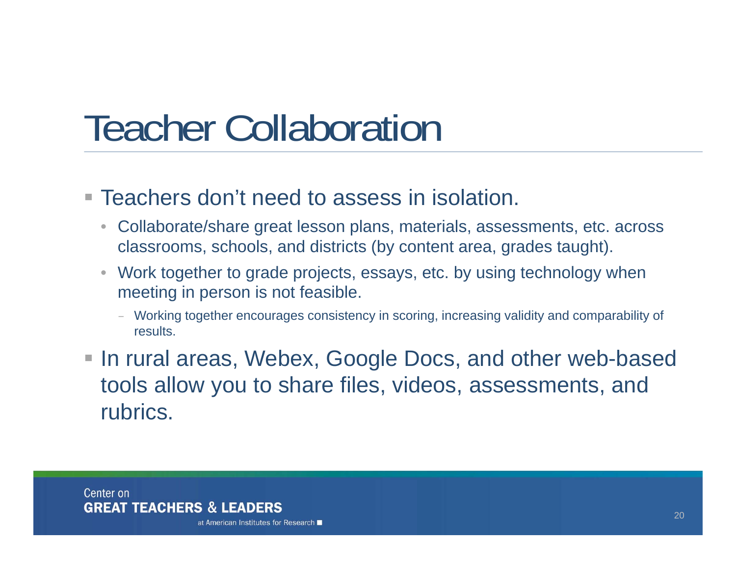# Teacher Collaboration

- Teachers don't need to assess in isolation.
  - Collaborate/share great lesson plans, materials, assessments, etc. across classrooms, schools, and districts (by content area, grades taught).
  - Work together to grade projects, essays, etc. by using technology when meeting in person is not feasible.
    - Working together encourages consistency in scoring, increasing validity and comparability of results.
- In rural areas, Webex, Google Docs, and other web-based tools allow you to share files, videos, assessments, and rubrics.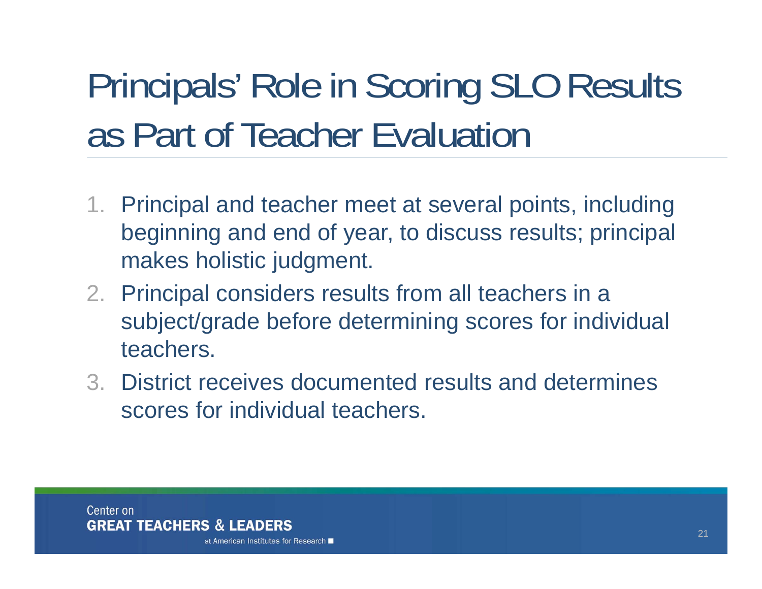# Principals' Role in Scoring SLO Results as Part of Teacher Evaluation

1. Principal and teacher meet at several points, including beginning and end of year, to discuss results; principal makes holistic judgment.
2. Principal considers results from all teachers in a subject/grade before determining scores for individual teachers.
3. District receives documented results and determines scores for individual teachers.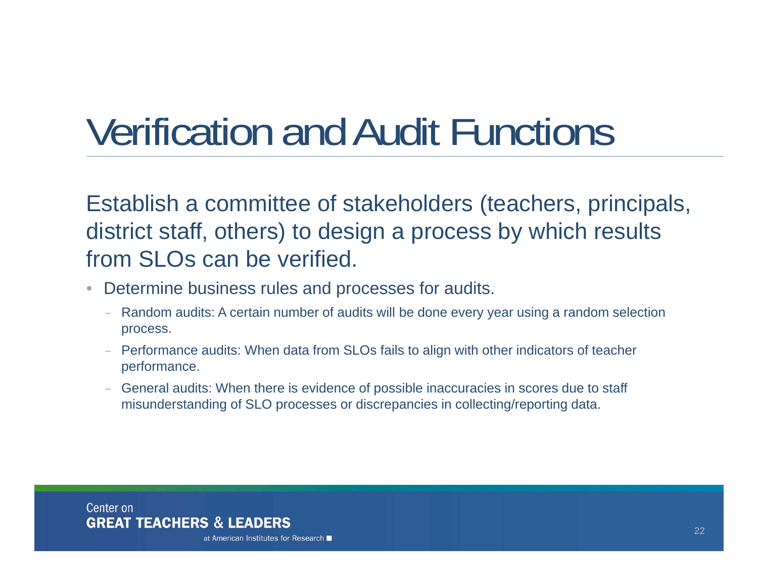# Verification and Audit Functions

Establish a committee of stakeholders (teachers, principals, district staff, others) to design a process by which results from SLOs can be verified.

- Determine business rules and processes for audits.
  - Random audits: A certain number of audits will be done every year using a random selection process.
  - Performance audits: When data from SLOs fails to align with other indicators of teacher performance.
  - General audits: When there is evidence of possible inaccuracies in scores due to staff misunderstanding of SLO processes or discrepancies in collecting/reporting data.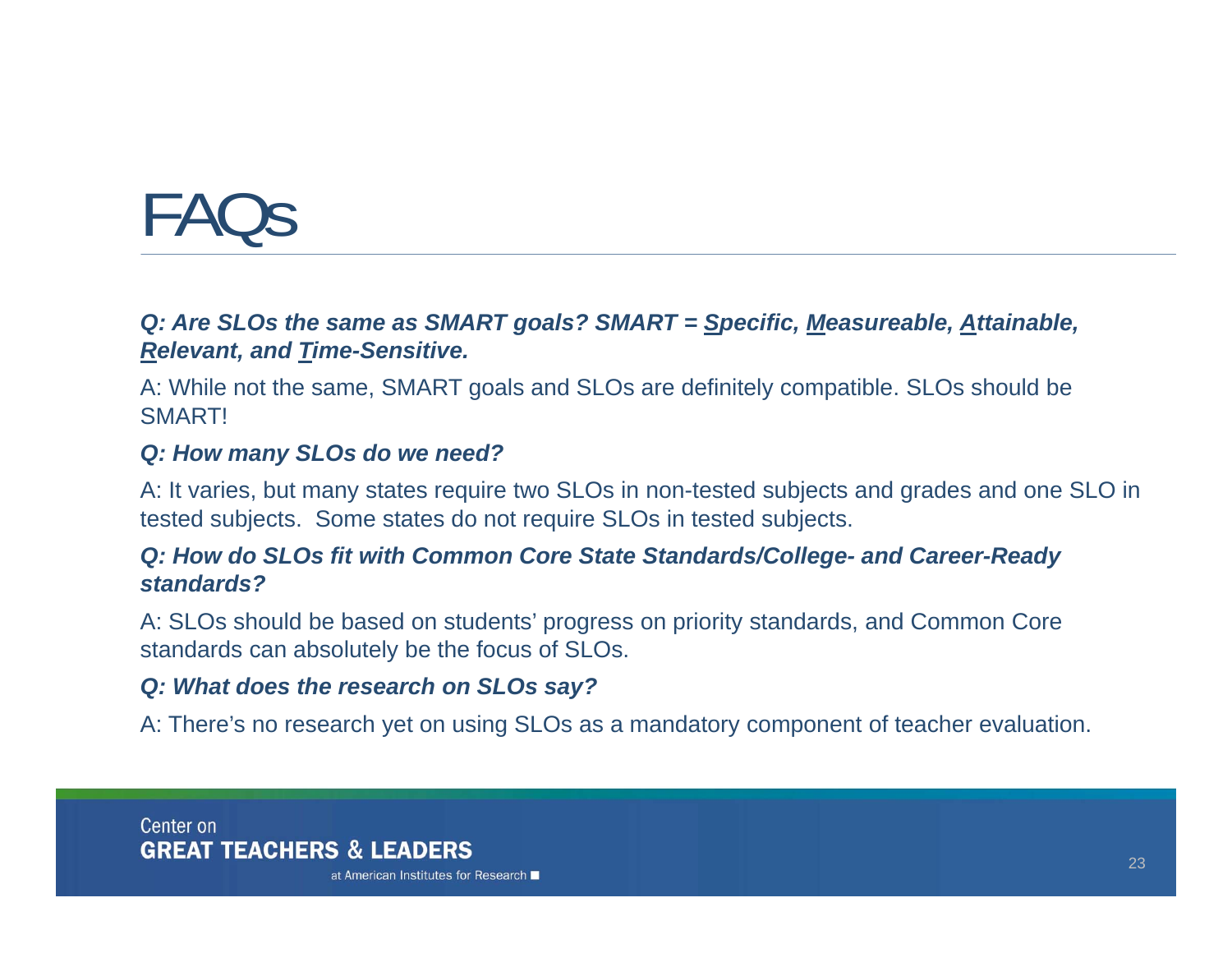# FAQs

***Q: Are SLOs the same as SMART goals? SMART = <u>S</u>pecific, <u>M</u>easureable, <u>A</u>ttainable, <u>R</u>elevant, and <u>T</u>ime-Sensitive.***

A: While not the same, SMART goals and SLOs are definitely compatible. SLOs should be SMART!

***Q: How many SLOs do we need?***

A: It varies, but many states require two SLOs in non-tested subjects and grades and one SLO in tested subjects. Some states do not require SLOs in tested subjects.

***Q: How do SLOs fit with Common Core State Standards/College- and Career-Ready standards?***

A: SLOs should be based on students' progress on priority standards, and Common Core standards can absolutely be the focus of SLOs.

***Q: What does the research on SLOs say?***

A: There's no research yet on using SLOs as a mandatory component of teacher evaluation.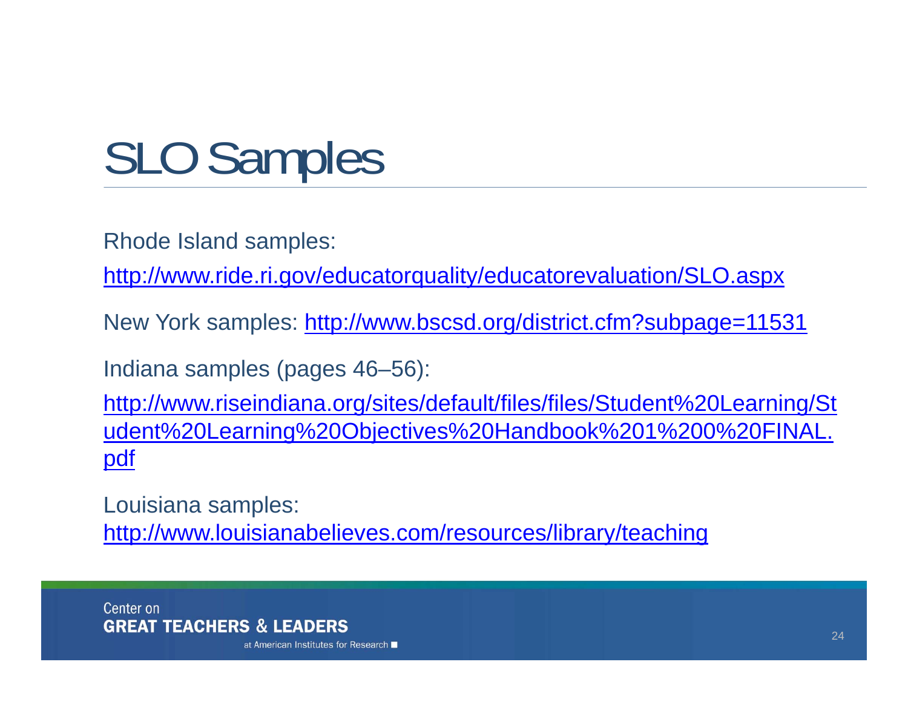# SLO Samples

Rhode Island samples:

http://www.ride.ri.gov/educatorquality/educatorevaluation/SLO.aspx

New York samples: http://www.bscsd.org/district.cfm?subpage=11531

Indiana samples (pages 46–56):

http://www.riseindiana.org/sites/default/files/files/Student%20Learning/Student%20Learning%20Objectives%20Handbook%201%200%20FINAL.pdf

Louisiana samples:
http://www.louisianabelieves.com/resources/library/teaching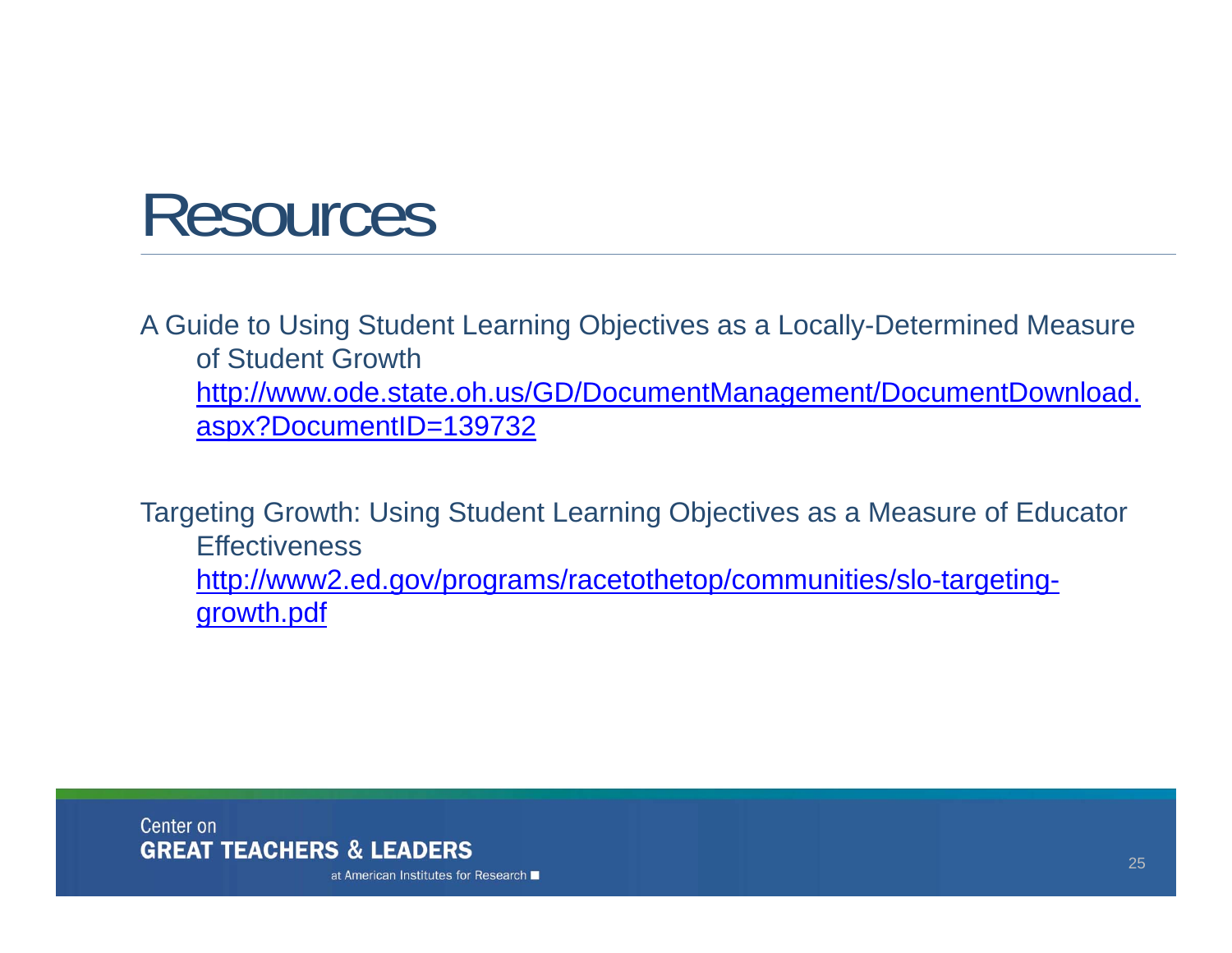# Resources

A Guide to Using Student Learning Objectives as a Locally-Determined Measure of Student Growth
http://www.ode.state.oh.us/GD/DocumentManagement/DocumentDownload.aspx?DocumentID=139732

Targeting Growth: Using Student Learning Objectives as a Measure of Educator Effectiveness
http://www2.ed.gov/programs/racetothetop/communities/slo-targeting-growth.pdf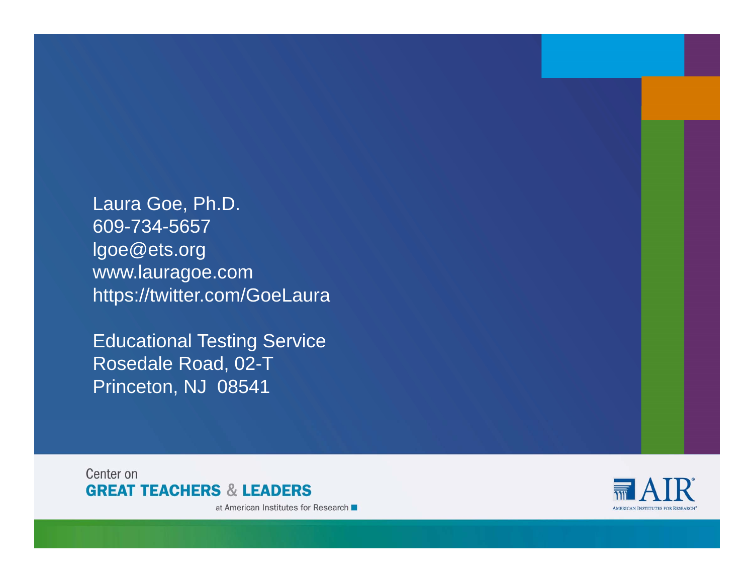Laura Goe, Ph.D.
609-734-5657
lgoe@ets.org
www.lauragoe.com
https://twitter.com/GoeLaura

Educational Testing Service
Rosedale Road, 02-T
Princeton, NJ  08541

Center on
**GREAT TEACHERS & LEADERS**
at American Institutes for Research

AIR
AMERICAN INSTITUTES FOR RESEARCH